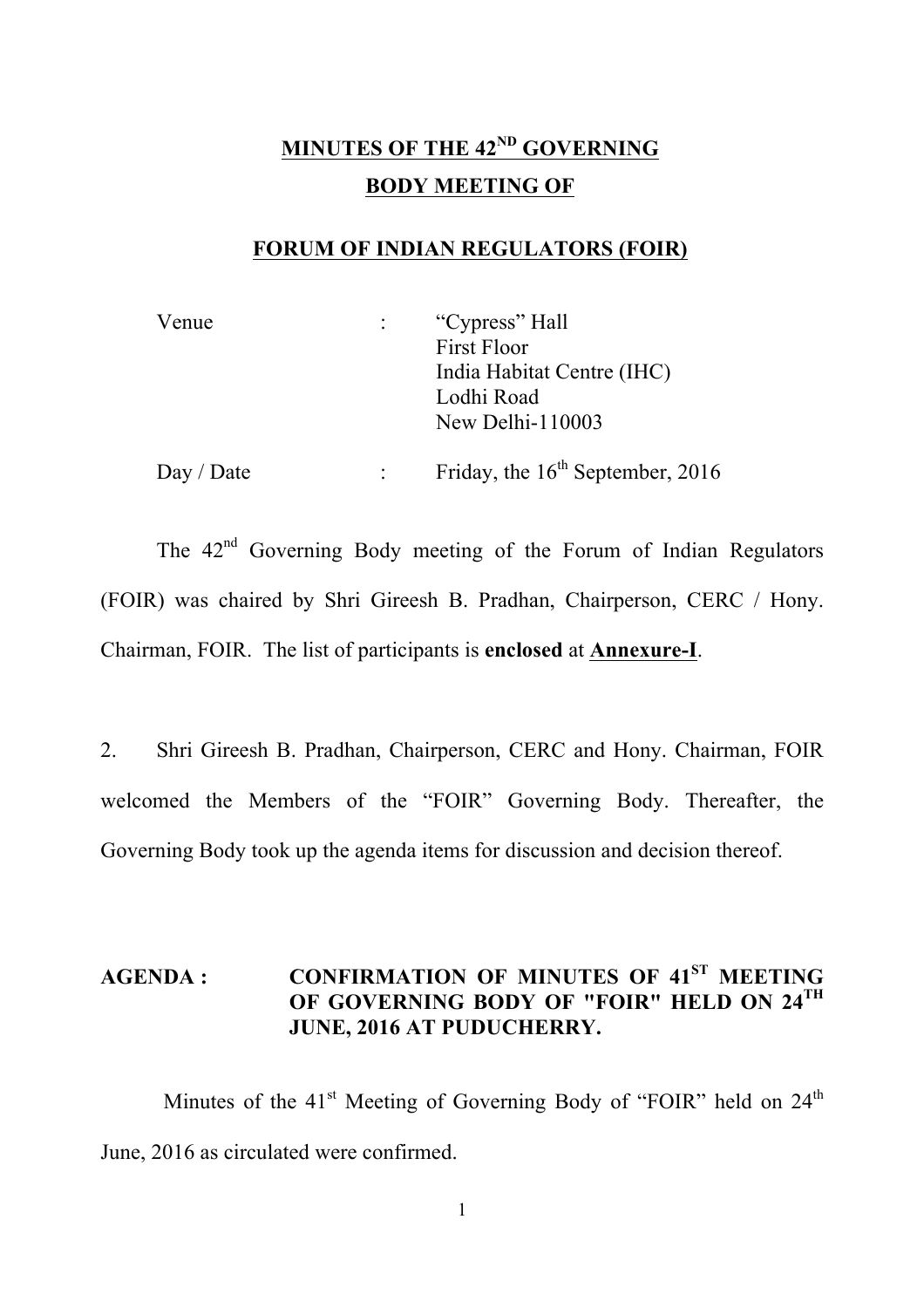# MINUTES OF THE 42ND GOVERNING BODY MEETING OF

## FORUM OF INDIAN REGULATORS (FOIR)

| | | |
|---|---|---|
| Venue | : | "Cypress" Hall<br>First Floor<br>India Habitat Centre (IHC)<br>Lodhi Road<br>New Delhi-110003 |
| Day / Date | : | Friday, the 16th September, 2016 |

The 42nd Governing Body meeting of the Forum of Indian Regulators (FOIR) was chaired by Shri Gireesh B. Pradhan, Chairperson, CERC / Hony. Chairman, FOIR. The list of participants is **enclosed** at **Annexure-I**.

2. Shri Gireesh B. Pradhan, Chairperson, CERC and Hony. Chairman, FOIR welcomed the Members of the "FOIR" Governing Body. Thereafter, the Governing Body took up the agenda items for discussion and decision thereof.

**AGENDA : CONFIRMATION OF MINUTES OF 41ST MEETING OF GOVERNING BODY OF "FOIR" HELD ON 24TH JUNE, 2016 AT PUDUCHERRY.**

Minutes of the 41st Meeting of Governing Body of "FOIR" held on 24th June, 2016 as circulated were confirmed.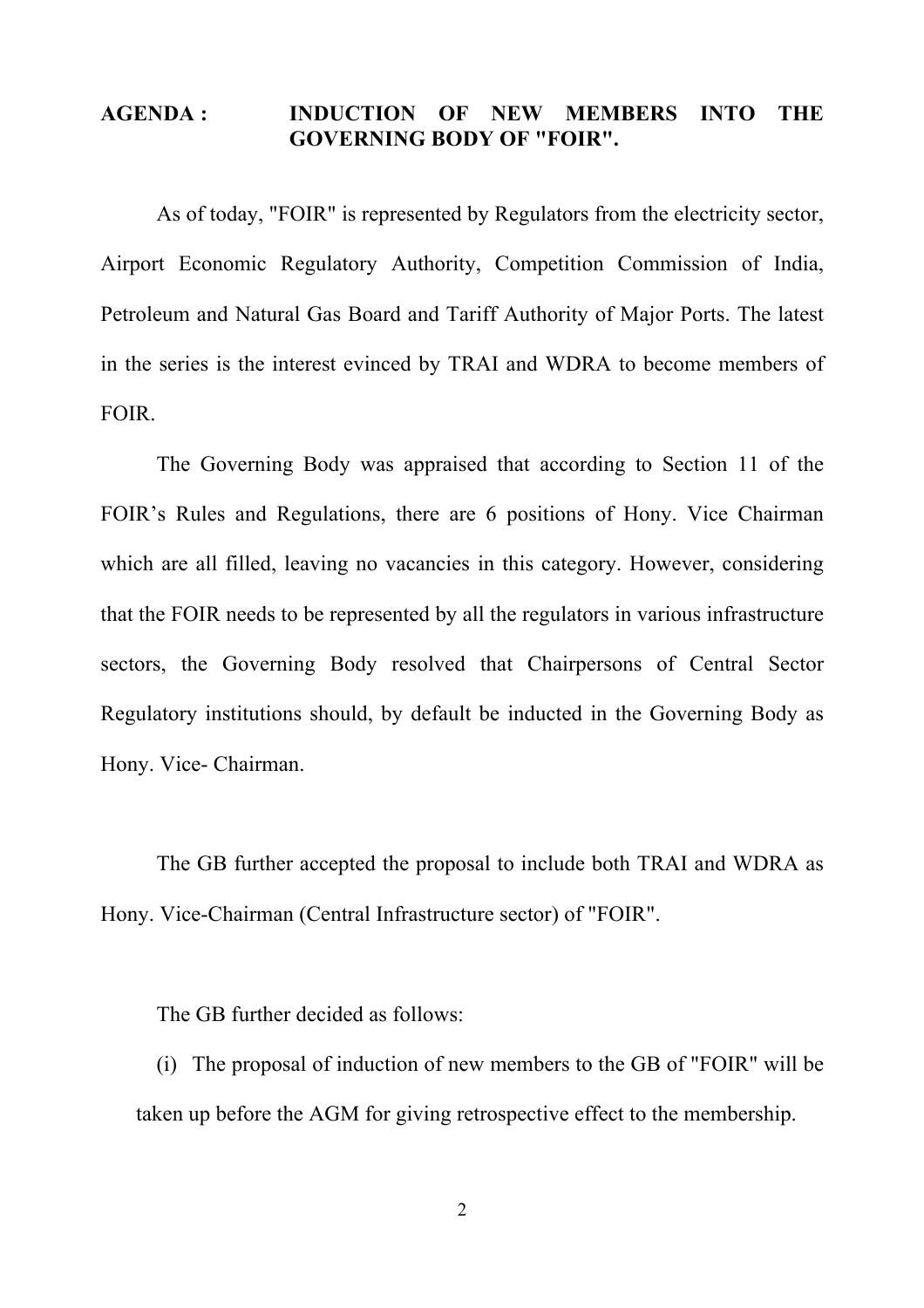**AGENDA : INDUCTION OF NEW MEMBERS INTO THE GOVERNING BODY OF "FOIR".**

As of today, "FOIR" is represented by Regulators from the electricity sector, Airport Economic Regulatory Authority, Competition Commission of India, Petroleum and Natural Gas Board and Tariff Authority of Major Ports. The latest in the series is the interest evinced by TRAI and WDRA to become members of FOIR.

The Governing Body was appraised that according to Section 11 of the FOIR's Rules and Regulations, there are 6 positions of Hony. Vice Chairman which are all filled, leaving no vacancies in this category. However, considering that the FOIR needs to be represented by all the regulators in various infrastructure sectors, the Governing Body resolved that Chairpersons of Central Sector Regulatory institutions should, by default be inducted in the Governing Body as Hony. Vice- Chairman.

The GB further accepted the proposal to include both TRAI and WDRA as Hony. Vice-Chairman (Central Infrastructure sector) of "FOIR".

The GB further decided as follows:

(i) The proposal of induction of new members to the GB of "FOIR" will be taken up before the AGM for giving retrospective effect to the membership.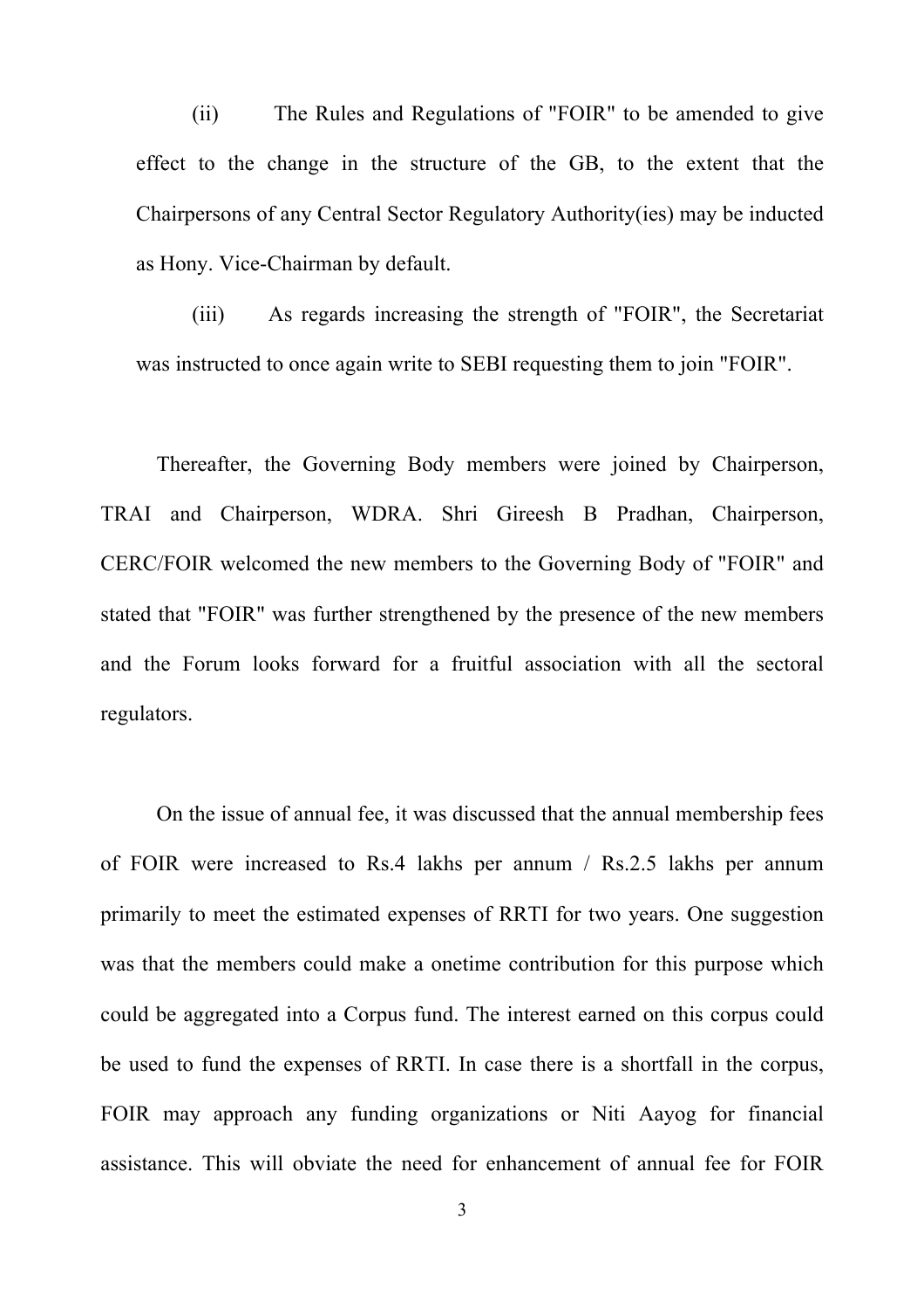(ii) The Rules and Regulations of "FOIR" to be amended to give effect to the change in the structure of the GB, to the extent that the Chairpersons of any Central Sector Regulatory Authority(ies) may be inducted as Hony. Vice-Chairman by default.

(iii) As regards increasing the strength of "FOIR", the Secretariat was instructed to once again write to SEBI requesting them to join "FOIR".

Thereafter, the Governing Body members were joined by Chairperson, TRAI and Chairperson, WDRA. Shri Gireesh B Pradhan, Chairperson, CERC/FOIR welcomed the new members to the Governing Body of "FOIR" and stated that "FOIR" was further strengthened by the presence of the new members and the Forum looks forward for a fruitful association with all the sectoral regulators.

On the issue of annual fee, it was discussed that the annual membership fees of FOIR were increased to Rs.4 lakhs per annum / Rs.2.5 lakhs per annum primarily to meet the estimated expenses of RRTI for two years. One suggestion was that the members could make a onetime contribution for this purpose which could be aggregated into a Corpus fund. The interest earned on this corpus could be used to fund the expenses of RRTI. In case there is a shortfall in the corpus, FOIR may approach any funding organizations or Niti Aayog for financial assistance. This will obviate the need for enhancement of annual fee for FOIR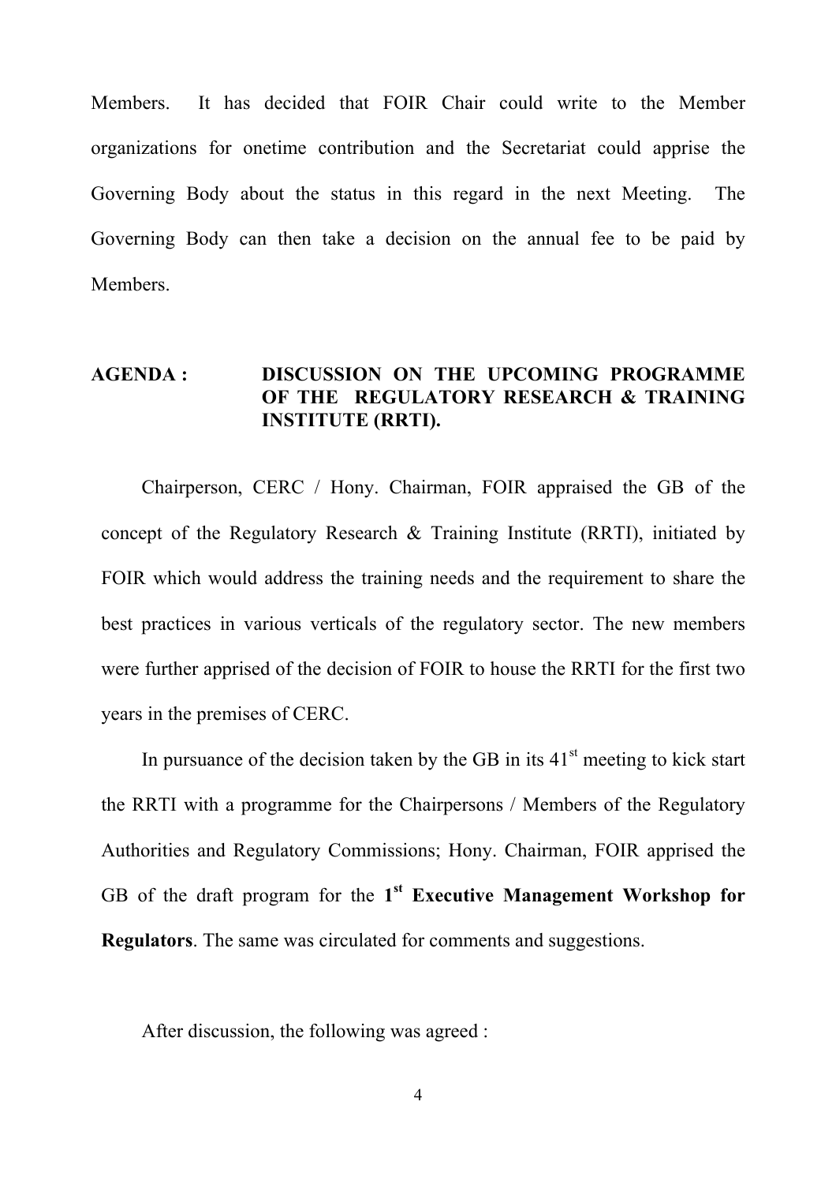Members. It has decided that FOIR Chair could write to the Member organizations for onetime contribution and the Secretariat could apprise the Governing Body about the status in this regard in the next Meeting. The Governing Body can then take a decision on the annual fee to be paid by Members.

**AGENDA : DISCUSSION ON THE UPCOMING PROGRAMME OF THE REGULATORY RESEARCH & TRAINING INSTITUTE (RRTI).**

Chairperson, CERC / Hony. Chairman, FOIR appraised the GB of the concept of the Regulatory Research & Training Institute (RRTI), initiated by FOIR which would address the training needs and the requirement to share the best practices in various verticals of the regulatory sector. The new members were further apprised of the decision of FOIR to house the RRTI for the first two years in the premises of CERC.

In pursuance of the decision taken by the GB in its 41st meeting to kick start the RRTI with a programme for the Chairpersons / Members of the Regulatory Authorities and Regulatory Commissions; Hony. Chairman, FOIR apprised the GB of the draft program for the **1st Executive Management Workshop for Regulators**. The same was circulated for comments and suggestions.

After discussion, the following was agreed :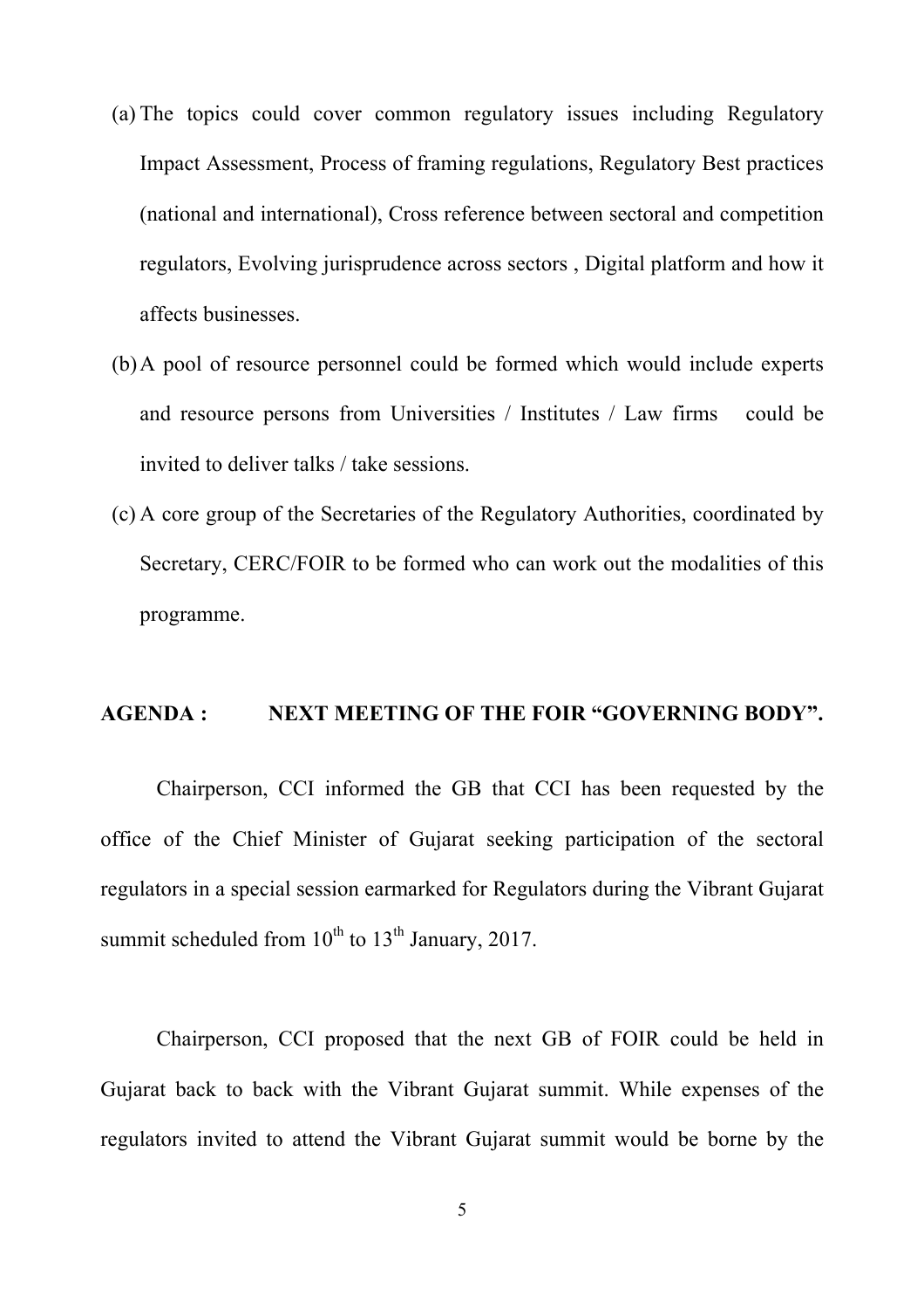(a) The topics could cover common regulatory issues including Regulatory Impact Assessment, Process of framing regulations, Regulatory Best practices (national and international), Cross reference between sectoral and competition regulators, Evolving jurisprudence across sectors , Digital platform and how it affects businesses.

(b) A pool of resource personnel could be formed which would include experts and resource persons from Universities / Institutes / Law firms could be invited to deliver talks / take sessions.

(c) A core group of the Secretaries of the Regulatory Authorities, coordinated by Secretary, CERC/FOIR to be formed who can work out the modalities of this programme.

**AGENDA : NEXT MEETING OF THE FOIR "GOVERNING BODY".**

Chairperson, CCI informed the GB that CCI has been requested by the office of the Chief Minister of Gujarat seeking participation of the sectoral regulators in a special session earmarked for Regulators during the Vibrant Gujarat summit scheduled from 10th to 13th January, 2017.

Chairperson, CCI proposed that the next GB of FOIR could be held in Gujarat back to back with the Vibrant Gujarat summit. While expenses of the regulators invited to attend the Vibrant Gujarat summit would be borne by the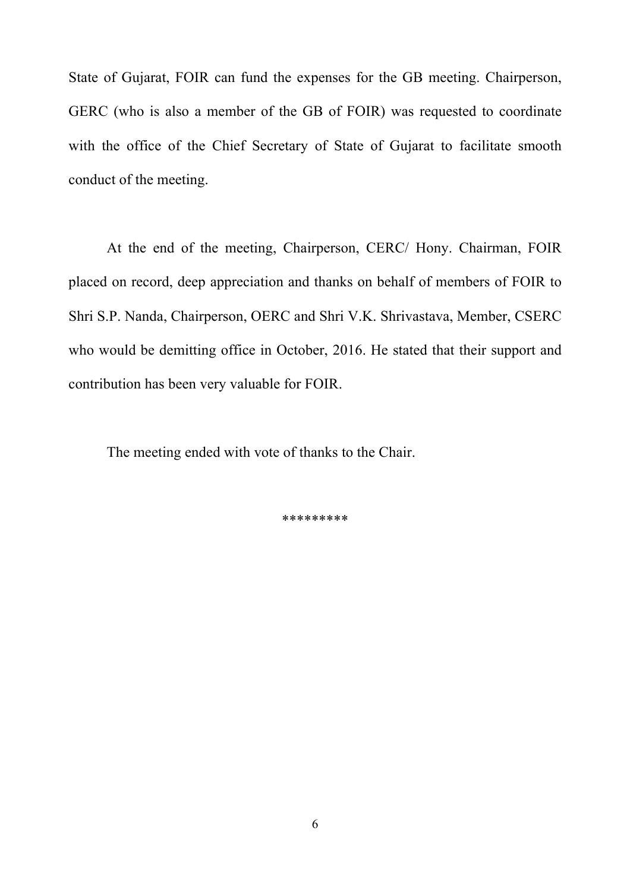State of Gujarat, FOIR can fund the expenses for the GB meeting. Chairperson, GERC (who is also a member of the GB of FOIR) was requested to coordinate with the office of the Chief Secretary of State of Gujarat to facilitate smooth conduct of the meeting.

At the end of the meeting, Chairperson, CERC/ Hony. Chairman, FOIR placed on record, deep appreciation and thanks on behalf of members of FOIR to Shri S.P. Nanda, Chairperson, OERC and Shri V.K. Shrivastava, Member, CSERC who would be demitting office in October, 2016. He stated that their support and contribution has been very valuable for FOIR.

The meeting ended with vote of thanks to the Chair.

*********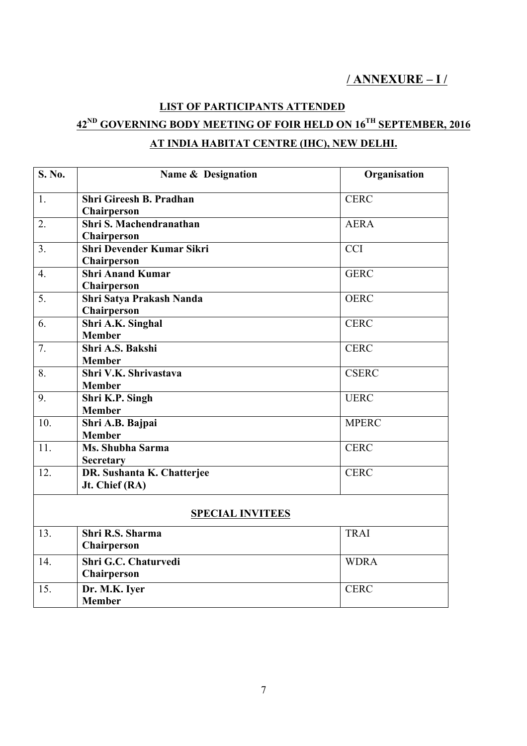**/ ANNEXURE – I /**

**LIST OF PARTICIPANTS ATTENDED**

**42ND GOVERNING BODY MEETING OF FOIR HELD ON 16TH SEPTEMBER, 2016**

**AT INDIA HABITAT CENTRE (IHC), NEW DELHI.**

| S. No. | Name & Designation | Organisation |
|---|---|---|
| 1. | **Shri Gireesh B. Pradhan**<br>**Chairperson** | CERC |
| 2. | **Shri S. Machendranathan**<br>**Chairperson** | AERA |
| 3. | **Shri Devender Kumar Sikri**<br>**Chairperson** | CCI |
| 4. | **Shri Anand Kumar**<br>**Chairperson** | GERC |
| 5. | **Shri Satya Prakash Nanda**<br>**Chairperson** | OERC |
| 6. | **Shri A.K. Singhal**<br>**Member** | CERC |
| 7. | **Shri A.S. Bakshi**<br>**Member** | CERC |
| 8. | **Shri V.K. Shrivastava**<br>**Member** | CSERC |
| 9. | **Shri K.P. Singh**<br>**Member** | UERC |
| 10. | **Shri A.B. Bajpai**<br>**Member** | MPERC |
| 11. | **Ms. Shubha Sarma**<br>**Secretary** | CERC |
| 12. | **DR. Sushanta K. Chatterjee**<br>**Jt. Chief (RA)** | CERC |
| | **SPECIAL INVITEES** | |
| 13. | **Shri R.S. Sharma**<br>**Chairperson** | TRAI |
| 14. | **Shri G.C. Chaturvedi**<br>**Chairperson** | WDRA |
| 15. | **Dr. M.K. Iyer**<br>**Member** | CERC |